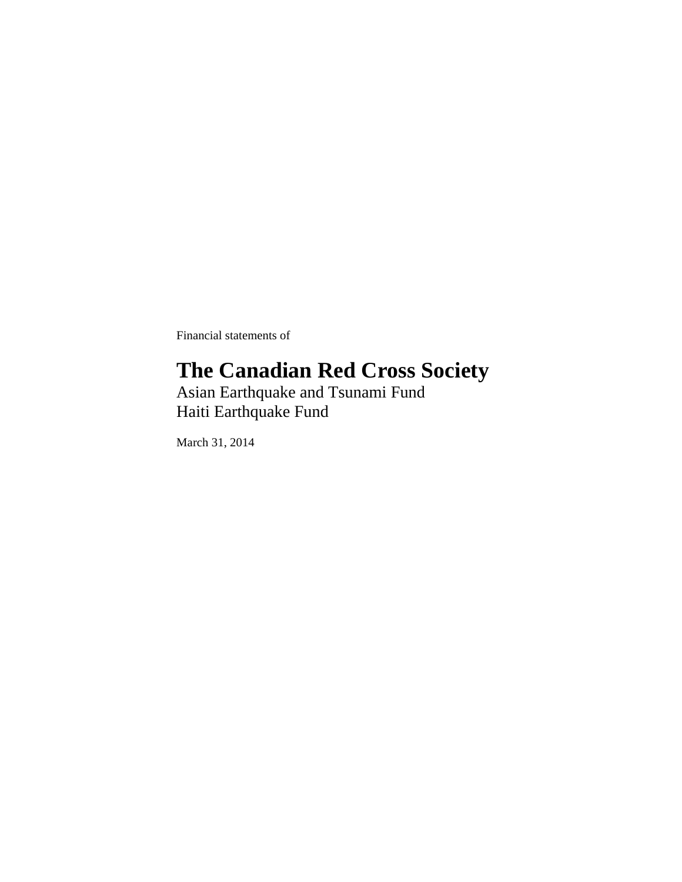Financial statements of

# The Canadian Red Cross Society

Asian Earthquake and Tsunami Fund
Haiti Earthquake Fund

March 31, 2014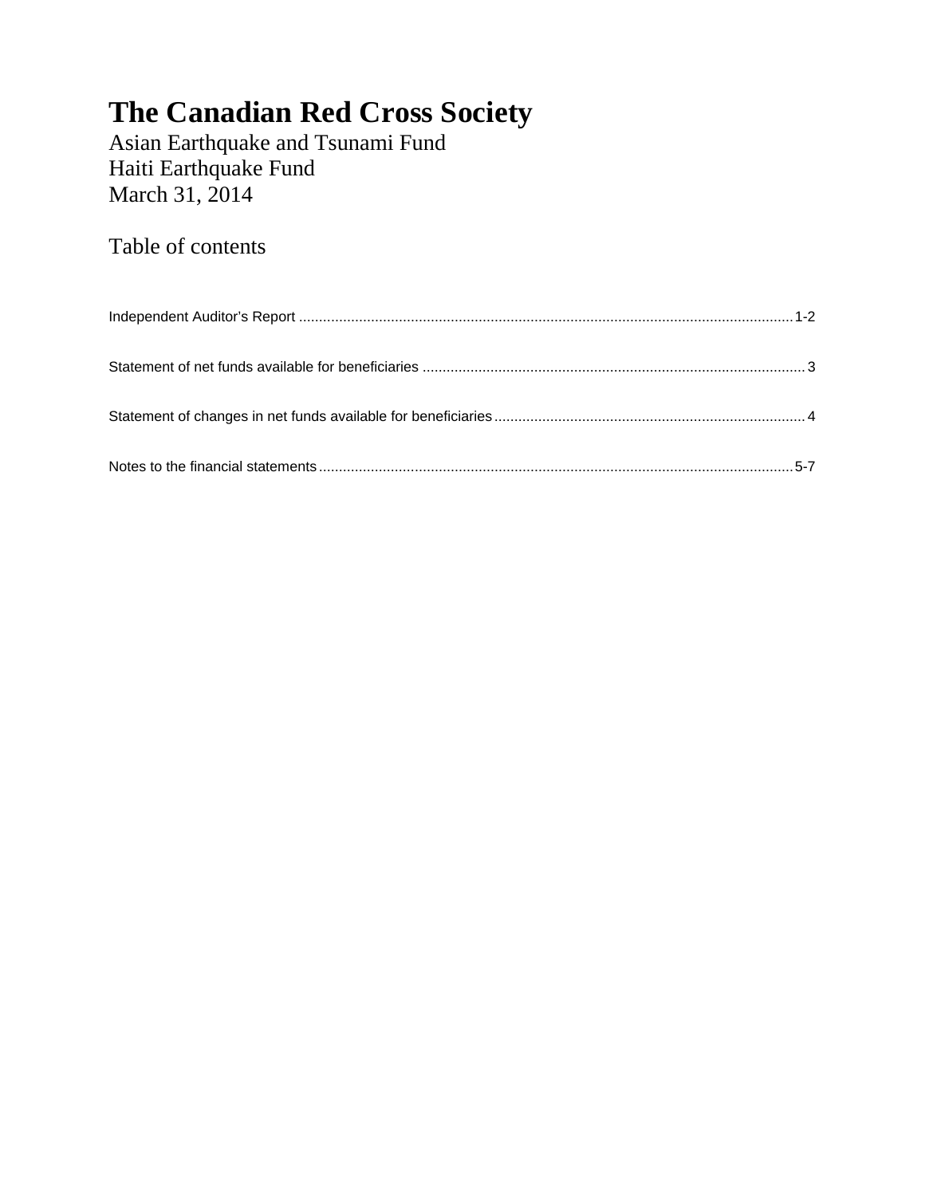# The Canadian Red Cross Society

Asian Earthquake and Tsunami Fund
Haiti Earthquake Fund
March 31, 2014

## Table of contents

Independent Auditor's Report ........................................................................................................................1-2

Statement of net funds available for beneficiaries ..............................................................................................3

Statement of changes in net funds available for beneficiaries.............................................................................4

Notes to the financial statements.....................................................................................................................5-7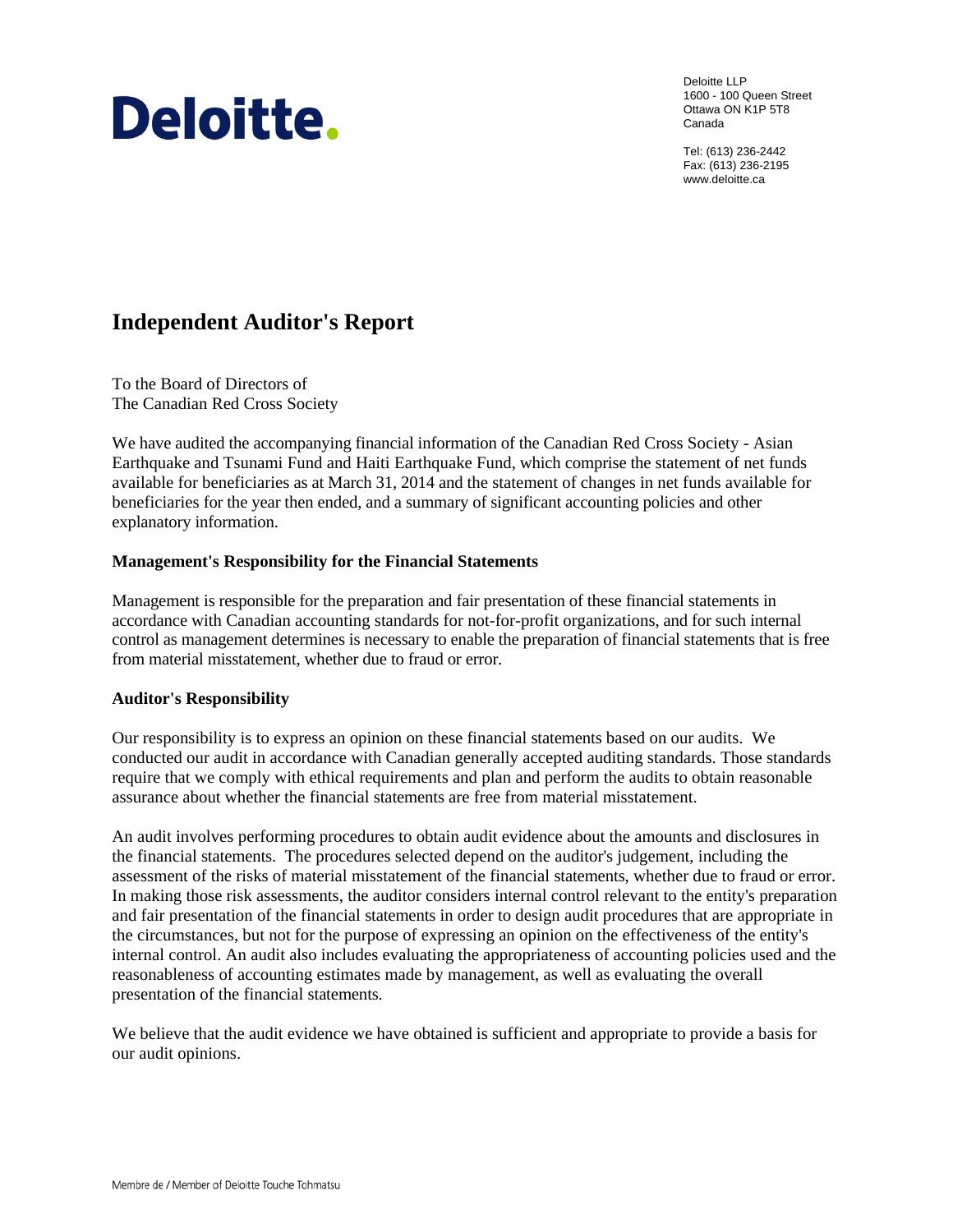Deloitte.

Deloitte LLP
1600 - 100 Queen Street
Ottawa ON K1P 5T8
Canada

Tel: (613) 236-2442
Fax: (613) 236-2195
www.deloitte.ca

# Independent Auditor's Report

To the Board of Directors of
The Canadian Red Cross Society

We have audited the accompanying financial information of the Canadian Red Cross Society - Asian Earthquake and Tsunami Fund and Haiti Earthquake Fund, which comprise the statement of net funds available for beneficiaries as at March 31, 2014 and the statement of changes in net funds available for beneficiaries for the year then ended, and a summary of significant accounting policies and other explanatory information.

### Management's Responsibility for the Financial Statements

Management is responsible for the preparation and fair presentation of these financial statements in accordance with Canadian accounting standards for not-for-profit organizations, and for such internal control as management determines is necessary to enable the preparation of financial statements that is free from material misstatement, whether due to fraud or error.

### Auditor's Responsibility

Our responsibility is to express an opinion on these financial statements based on our audits. We conducted our audit in accordance with Canadian generally accepted auditing standards. Those standards require that we comply with ethical requirements and plan and perform the audits to obtain reasonable assurance about whether the financial statements are free from material misstatement.

An audit involves performing procedures to obtain audit evidence about the amounts and disclosures in the financial statements. The procedures selected depend on the auditor's judgement, including the assessment of the risks of material misstatement of the financial statements, whether due to fraud or error. In making those risk assessments, the auditor considers internal control relevant to the entity's preparation and fair presentation of the financial statements in order to design audit procedures that are appropriate in the circumstances, but not for the purpose of expressing an opinion on the effectiveness of the entity's internal control. An audit also includes evaluating the appropriateness of accounting policies used and the reasonableness of accounting estimates made by management, as well as evaluating the overall presentation of the financial statements.

We believe that the audit evidence we have obtained is sufficient and appropriate to provide a basis for our audit opinions.

Membre de / Member of Deloitte Touche Tohmatsu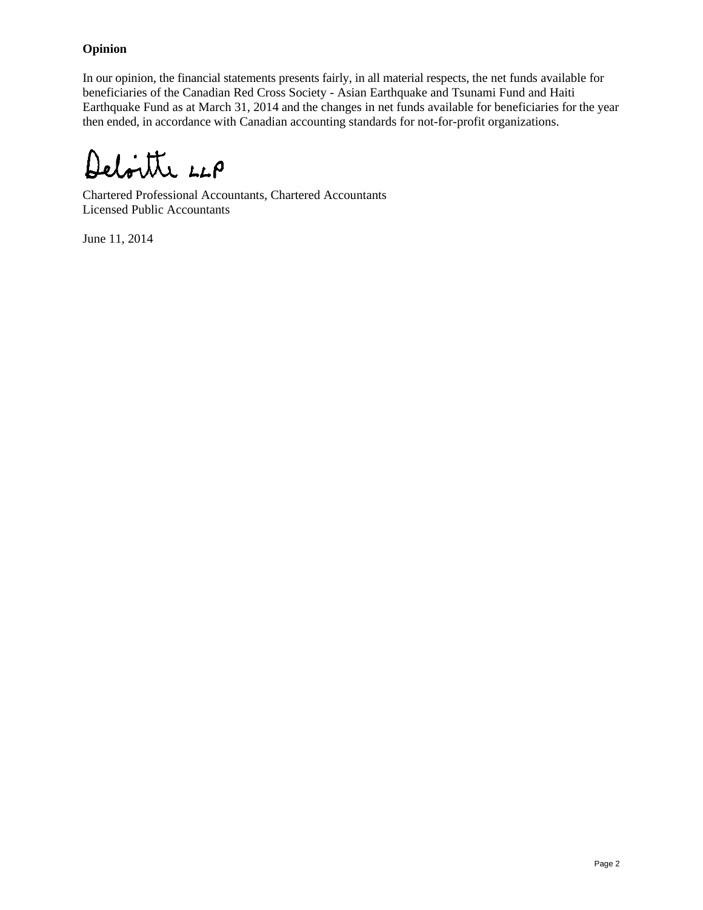**Opinion**

In our opinion, the financial statements presents fairly, in all material respects, the net funds available for beneficiaries of the Canadian Red Cross Society - Asian Earthquake and Tsunami Fund and Haiti Earthquake Fund as at March 31, 2014 and the changes in net funds available for beneficiaries for the year then ended, in accordance with Canadian accounting standards for not-for-profit organizations.

Deloitte LLP

Chartered Professional Accountants, Chartered Accountants
Licensed Public Accountants

June 11, 2014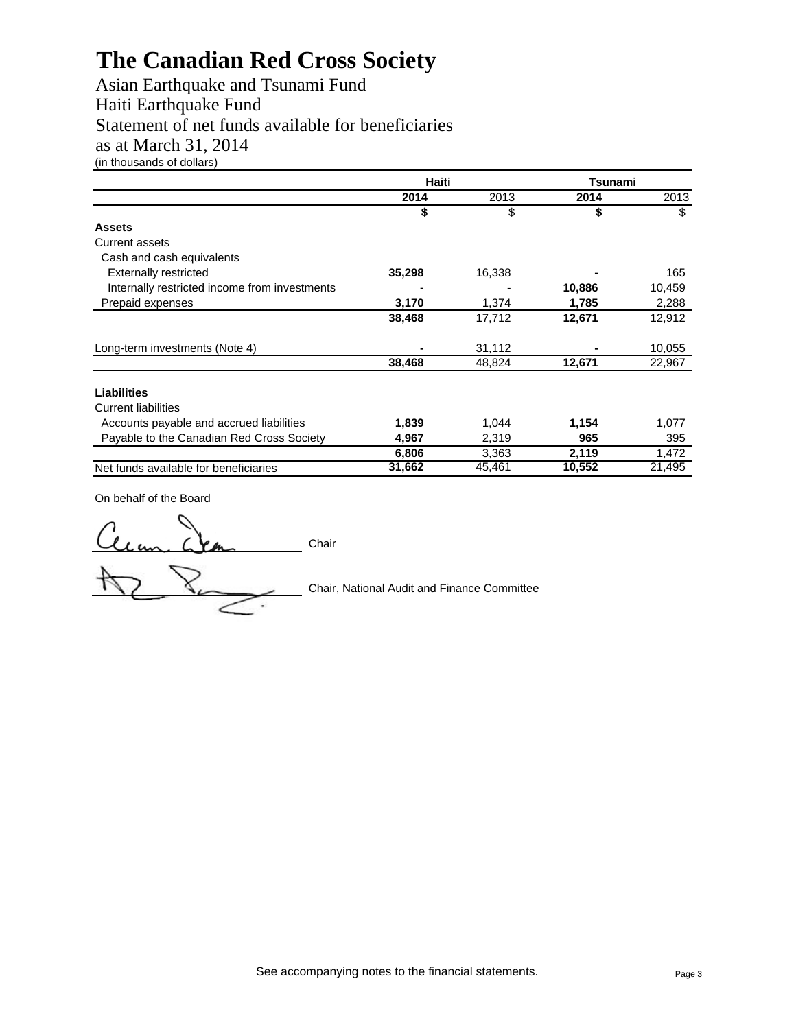# The Canadian Red Cross Society

Asian Earthquake and Tsunami Fund
Haiti Earthquake Fund
Statement of net funds available for beneficiaries
as at March 31, 2014
(in thousands of dollars)

| | Haiti | | Tsunami | |
|---|---|---|---|---|
| | **2014** | 2013 | **2014** | 2013 |
| | **$** | $ | **$** | $ |
| **Assets** | | | | |
| Current assets | | | | |
| Cash and cash equivalents | | | | |
| Externally restricted | **35,298** | 16,338 | **-** | 165 |
| Internally restricted income from investments | **-** | - | **10,886** | 10,459 |
| Prepaid expenses | **3,170** | 1,374 | **1,785** | 2,288 |
| | **38,468** | 17,712 | **12,671** | 12,912 |
| Long-term investments (Note 4) | **-** | 31,112 | **-** | 10,055 |
| | **38,468** | 48,824 | **12,671** | 22,967 |
| **Liabilities** | | | | |
| Current liabilities | | | | |
| Accounts payable and accrued liabilities | **1,839** | 1,044 | **1,154** | 1,077 |
| Payable to the Canadian Red Cross Society | **4,967** | 2,319 | **965** | 395 |
| | **6,806** | 3,363 | **2,119** | 1,472 |
| Net funds available for beneficiaries | **31,662** | 45,461 | **10,552** | 21,495 |

On behalf of the Board

_______________ Chair

_______________ Chair, National Audit and Finance Committee

See accompanying notes to the financial statements.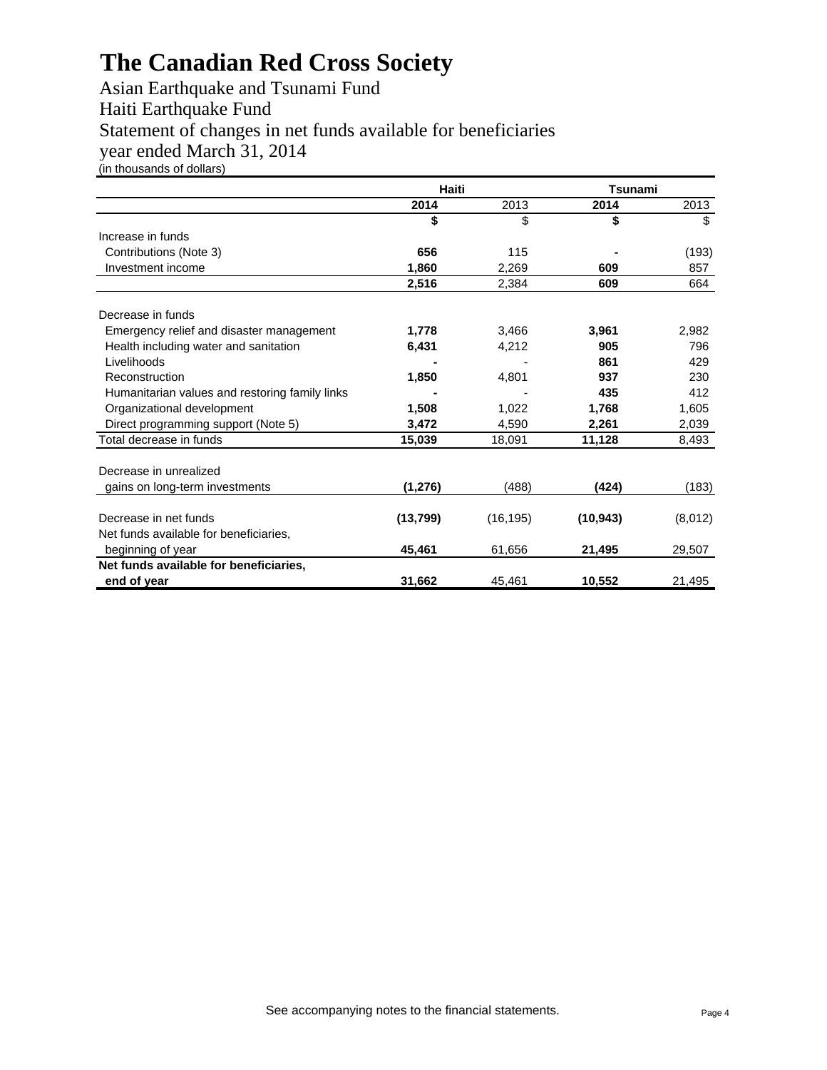# The Canadian Red Cross Society

Asian Earthquake and Tsunami Fund

Haiti Earthquake Fund

Statement of changes in net funds available for beneficiaries

year ended March 31, 2014

(in thousands of dollars)

| | Haiti | | Tsunami | |
|---|---|---|---|---|
| | **2014** | 2013 | **2014** | 2013 |
| | **$** | $ | **$** | $ |
| Increase in funds | | | | |
| Contributions (Note 3) | **656** | 115 | **-** | (193) |
| Investment income | **1,860** | 2,269 | **609** | 857 |
| | **2,516** | 2,384 | **609** | 664 |
| Decrease in funds | | | | |
| Emergency relief and disaster management | **1,778** | 3,466 | **3,961** | 2,982 |
| Health including water and sanitation | **6,431** | 4,212 | **905** | 796 |
| Livelihoods | **-** | - | **861** | 429 |
| Reconstruction | **1,850** | 4,801 | **937** | 230 |
| Humanitarian values and restoring family links | **-** | - | **435** | 412 |
| Organizational development | **1,508** | 1,022 | **1,768** | 1,605 |
| Direct programming support (Note 5) | **3,472** | 4,590 | **2,261** | 2,039 |
| Total decrease in funds | **15,039** | 18,091 | **11,128** | 8,493 |
| Decrease in unrealized gains on long-term investments | **(1,276)** | (488) | **(424)** | (183) |
| Decrease in net funds | **(13,799)** | (16,195) | **(10,943)** | (8,012) |
| Net funds available for beneficiaries, beginning of year | **45,461** | 61,656 | **21,495** | 29,507 |
| **Net funds available for beneficiaries, end of year** | **31,662** | 45,461 | **10,552** | 21,495 |

See accompanying notes to the financial statements.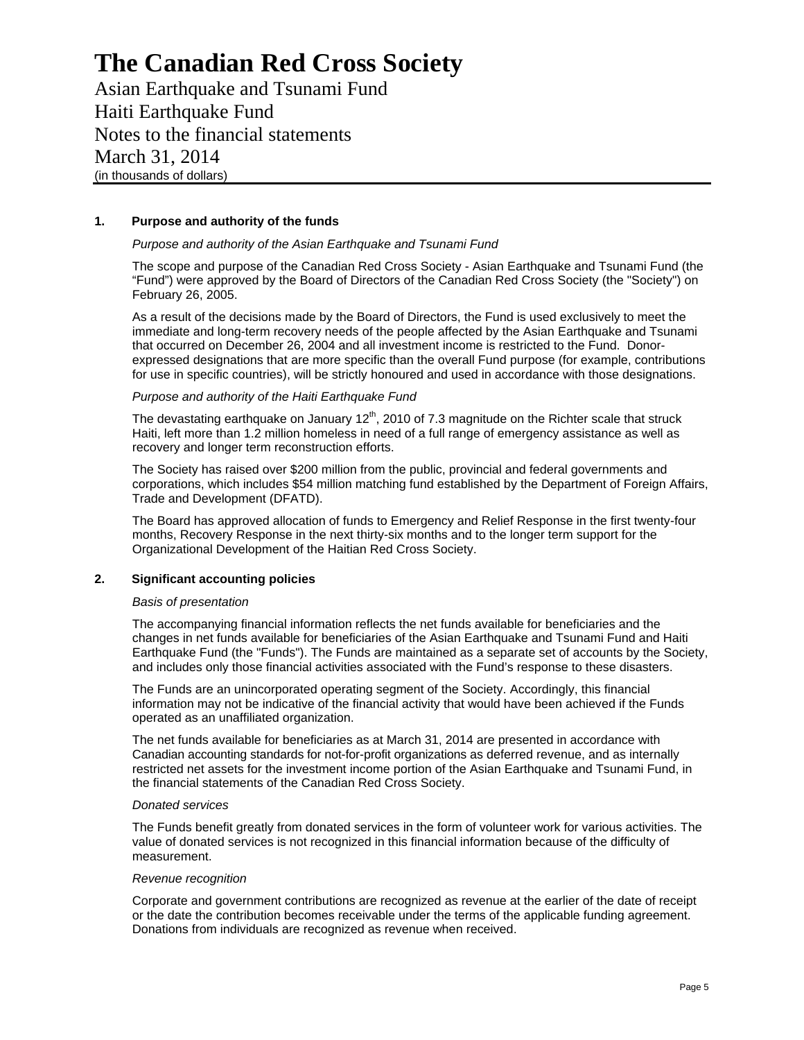# The Canadian Red Cross Society

Asian Earthquake and Tsunami Fund
Haiti Earthquake Fund
Notes to the financial statements
March 31, 2014
(in thousands of dollars)

## 1. Purpose and authority of the funds

*Purpose and authority of the Asian Earthquake and Tsunami Fund*

The scope and purpose of the Canadian Red Cross Society - Asian Earthquake and Tsunami Fund (the "Fund") were approved by the Board of Directors of the Canadian Red Cross Society (the "Society") on February 26, 2005.

As a result of the decisions made by the Board of Directors, the Fund is used exclusively to meet the immediate and long-term recovery needs of the people affected by the Asian Earthquake and Tsunami that occurred on December 26, 2004 and all investment income is restricted to the Fund. Donor-expressed designations that are more specific than the overall Fund purpose (for example, contributions for use in specific countries), will be strictly honoured and used in accordance with those designations.

*Purpose and authority of the Haiti Earthquake Fund*

The devastating earthquake on January 12th, 2010 of 7.3 magnitude on the Richter scale that struck Haiti, left more than 1.2 million homeless in need of a full range of emergency assistance as well as recovery and longer term reconstruction efforts.

The Society has raised over $200 million from the public, provincial and federal governments and corporations, which includes $54 million matching fund established by the Department of Foreign Affairs, Trade and Development (DFATD).

The Board has approved allocation of funds to Emergency and Relief Response in the first twenty-four months, Recovery Response in the next thirty-six months and to the longer term support for the Organizational Development of the Haitian Red Cross Society.

## 2. Significant accounting policies

*Basis of presentation*

The accompanying financial information reflects the net funds available for beneficiaries and the changes in net funds available for beneficiaries of the Asian Earthquake and Tsunami Fund and Haiti Earthquake Fund (the "Funds"). The Funds are maintained as a separate set of accounts by the Society, and includes only those financial activities associated with the Fund's response to these disasters.

The Funds are an unincorporated operating segment of the Society. Accordingly, this financial information may not be indicative of the financial activity that would have been achieved if the Funds operated as an unaffiliated organization.

The net funds available for beneficiaries as at March 31, 2014 are presented in accordance with Canadian accounting standards for not-for-profit organizations as deferred revenue, and as internally restricted net assets for the investment income portion of the Asian Earthquake and Tsunami Fund, in the financial statements of the Canadian Red Cross Society.

*Donated services*

The Funds benefit greatly from donated services in the form of volunteer work for various activities. The value of donated services is not recognized in this financial information because of the difficulty of measurement.

*Revenue recognition*

Corporate and government contributions are recognized as revenue at the earlier of the date of receipt or the date the contribution becomes receivable under the terms of the applicable funding agreement. Donations from individuals are recognized as revenue when received.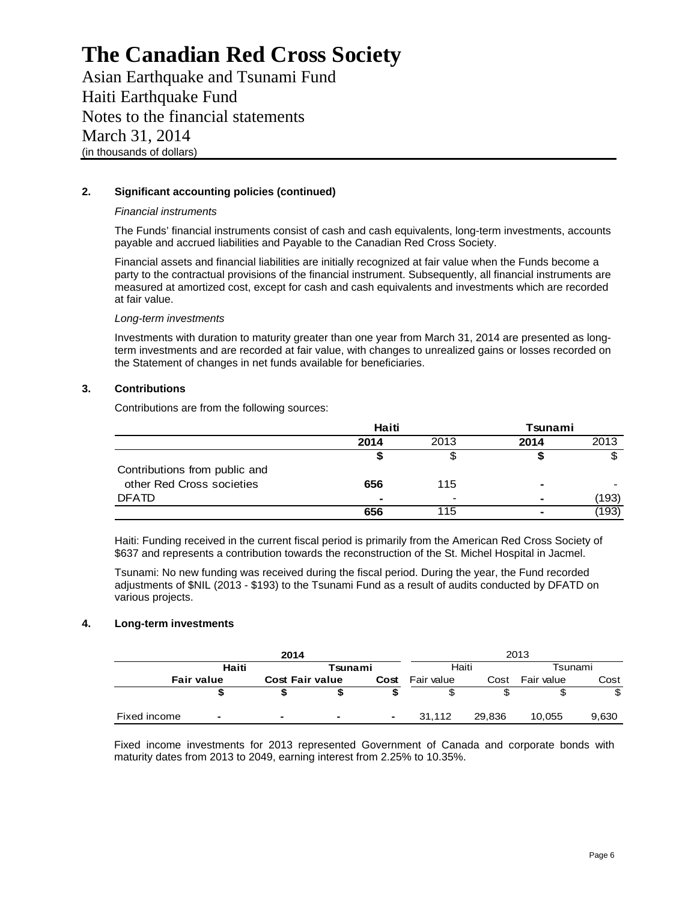# The Canadian Red Cross Society

Asian Earthquake and Tsunami Fund
Haiti Earthquake Fund
Notes to the financial statements
March 31, 2014
(in thousands of dollars)

## 2. Significant accounting policies (continued)

*Financial instruments*

The Funds' financial instruments consist of cash and cash equivalents, long-term investments, accounts payable and accrued liabilities and Payable to the Canadian Red Cross Society.

Financial assets and financial liabilities are initially recognized at fair value when the Funds become a party to the contractual provisions of the financial instrument. Subsequently, all financial instruments are measured at amortized cost, except for cash and cash equivalents and investments which are recorded at fair value.

*Long-term investments*

Investments with duration to maturity greater than one year from March 31, 2014 are presented as long-term investments and are recorded at fair value, with changes to unrealized gains or losses recorded on the Statement of changes in net funds available for beneficiaries.

## 3. Contributions

Contributions are from the following sources:

| | **Haiti** | | **Tsunami** | |
|---|---|---|---|---|
| | **2014** | 2013 | **2014** | 2013 |
| | **$** | $ | **$** | $ |
| Contributions from public and other Red Cross societies | **656** | 115 | **-** | - |
| DFATD | **-** | - | **-** | (193) |
| | **656** | 115 | **-** | (193) |

Haiti: Funding received in the current fiscal period is primarily from the American Red Cross Society of $637 and represents a contribution towards the reconstruction of the St. Michel Hospital in Jacmel.

Tsunami: No new funding was received during the fiscal period. During the year, the Fund recorded adjustments of $NIL (2013 - $193) to the Tsunami Fund as a result of audits conducted by DFATD on various projects.

## 4. Long-term investments

| | **2014** | | | | 2013 | | | |
|---|---|---|---|---|---|---|---|---|
| | **Haiti** | | **Tsunami** | | Haiti | | Tsunami | |
| | **Fair value** | **Cost** | **Fair value** | **Cost** | Fair value | Cost | Fair value | Cost |
| | **$** | **$** | **$** | **$** | $ | $ | $ | $ |
| Fixed income | **-** | **-** | **-** | **-** | 31,112 | 29,836 | 10,055 | 9,630 |

Fixed income investments for 2013 represented Government of Canada and corporate bonds with maturity dates from 2013 to 2049, earning interest from 2.25% to 10.35%.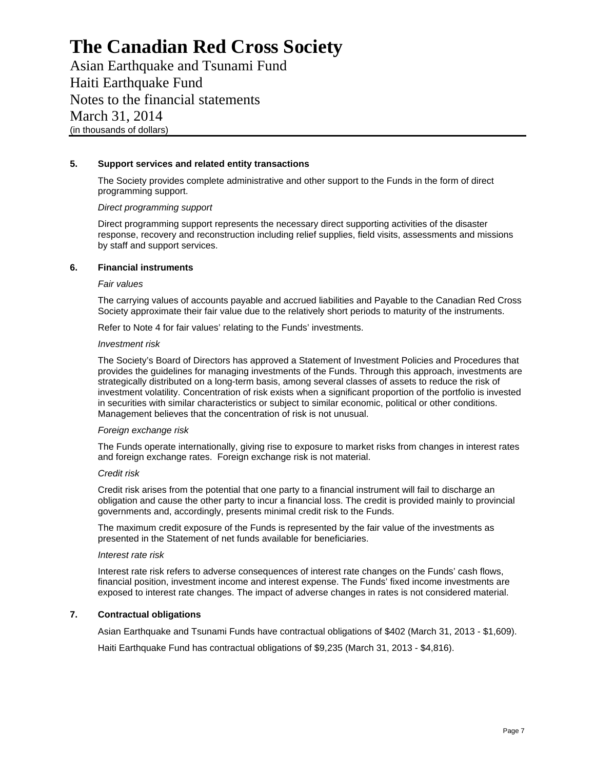# The Canadian Red Cross Society

Asian Earthquake and Tsunami Fund
Haiti Earthquake Fund
Notes to the financial statements
March 31, 2014
(in thousands of dollars)

## 5. Support services and related entity transactions

The Society provides complete administrative and other support to the Funds in the form of direct programming support.

*Direct programming support*

Direct programming support represents the necessary direct supporting activities of the disaster response, recovery and reconstruction including relief supplies, field visits, assessments and missions by staff and support services.

## 6. Financial instruments

*Fair values*

The carrying values of accounts payable and accrued liabilities and Payable to the Canadian Red Cross Society approximate their fair value due to the relatively short periods to maturity of the instruments.

Refer to Note 4 for fair values' relating to the Funds' investments.

*Investment risk*

The Society's Board of Directors has approved a Statement of Investment Policies and Procedures that provides the guidelines for managing investments of the Funds. Through this approach, investments are strategically distributed on a long-term basis, among several classes of assets to reduce the risk of investment volatility. Concentration of risk exists when a significant proportion of the portfolio is invested in securities with similar characteristics or subject to similar economic, political or other conditions. Management believes that the concentration of risk is not unusual.

*Foreign exchange risk*

The Funds operate internationally, giving rise to exposure to market risks from changes in interest rates and foreign exchange rates. Foreign exchange risk is not material.

*Credit risk*

Credit risk arises from the potential that one party to a financial instrument will fail to discharge an obligation and cause the other party to incur a financial loss. The credit is provided mainly to provincial governments and, accordingly, presents minimal credit risk to the Funds.

The maximum credit exposure of the Funds is represented by the fair value of the investments as presented in the Statement of net funds available for beneficiaries.

*Interest rate risk*

Interest rate risk refers to adverse consequences of interest rate changes on the Funds' cash flows, financial position, investment income and interest expense. The Funds' fixed income investments are exposed to interest rate changes. The impact of adverse changes in rates is not considered material.

## 7. Contractual obligations

Asian Earthquake and Tsunami Funds have contractual obligations of $402 (March 31, 2013 - $1,609).

Haiti Earthquake Fund has contractual obligations of $9,235 (March 31, 2013 - $4,816).